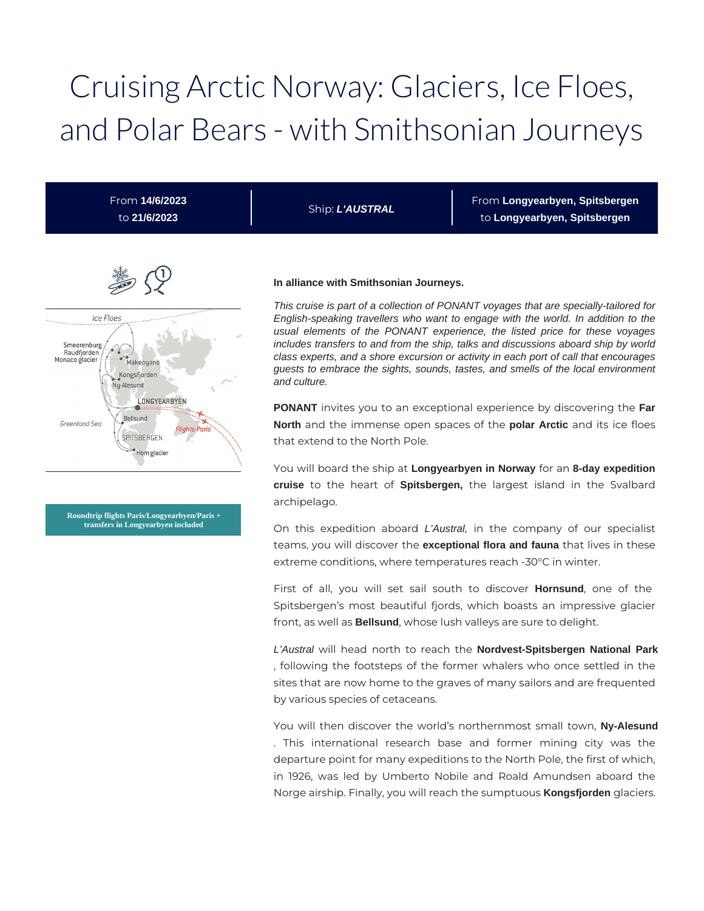# Cruising Arctic Norway: Glaciers, Ice Floes, and Polar Bears - with Smithsonian Journeys

From **14/6/2023** to **21/6/2023**

Ship: ***L'AUSTRAL***

From **Longyearbyen, Spitsbergen** to **Longyearbyen, Spitsbergen**

Ice Floes
Smeerenburg
Raudfjorden
Monaco glacier
Makeoyane
Kongsfjorden
Ny-Alesund
LONGYEARBYEN
Greenland Sea
Bellsund
Flights Paris
SPITSBERGEN
Horn glacier

**Roundtrip flights Paris/Longyearbyen/Paris + transfers in Longyearbyen included**

**In alliance with Smithsonian Journeys.**

*This cruise is part of a collection of PONANT voyages that are specially-tailored for English-speaking travellers who want to engage with the world. In addition to the usual elements of the PONANT experience, the listed price for these voyages includes transfers to and from the ship, talks and discussions aboard ship by world class experts, and a shore excursion or activity in each port of call that encourages guests to embrace the sights, sounds, tastes, and smells of the local environment and culture.*

**PONANT** invites you to an exceptional experience by discovering the **Far North** and the immense open spaces of the **polar Arctic** and its ice floes that extend to the North Pole.

You will board the ship at **Longyearbyen in Norway** for an **8-day expedition cruise** to the heart of **Spitsbergen,** the largest island in the Svalbard archipelago.

On this expedition aboard *L'Austral,* in the company of our specialist teams, you will discover the **exceptional flora and fauna** that lives in these extreme conditions, where temperatures reach -30°C in winter.

First of all, you will set sail south to discover **Hornsund**, one of the Spitsbergen's most beautiful fjords, which boasts an impressive glacier front, as well as **Bellsund**, whose lush valleys are sure to delight.

*L'Austral* will head north to reach the **Nordvest-Spitsbergen National Park** , following the footsteps of the former whalers who once settled in the sites that are now home to the graves of many sailors and are frequented by various species of cetaceans.

You will then discover the world's northernmost small town, **Ny-Alesund** . This international research base and former mining city was the departure point for many expeditions to the North Pole, the first of which, in 1926, was led by Umberto Nobile and Roald Amundsen aboard the Norge airship. Finally, you will reach the sumptuous **Kongsfjorden** glaciers.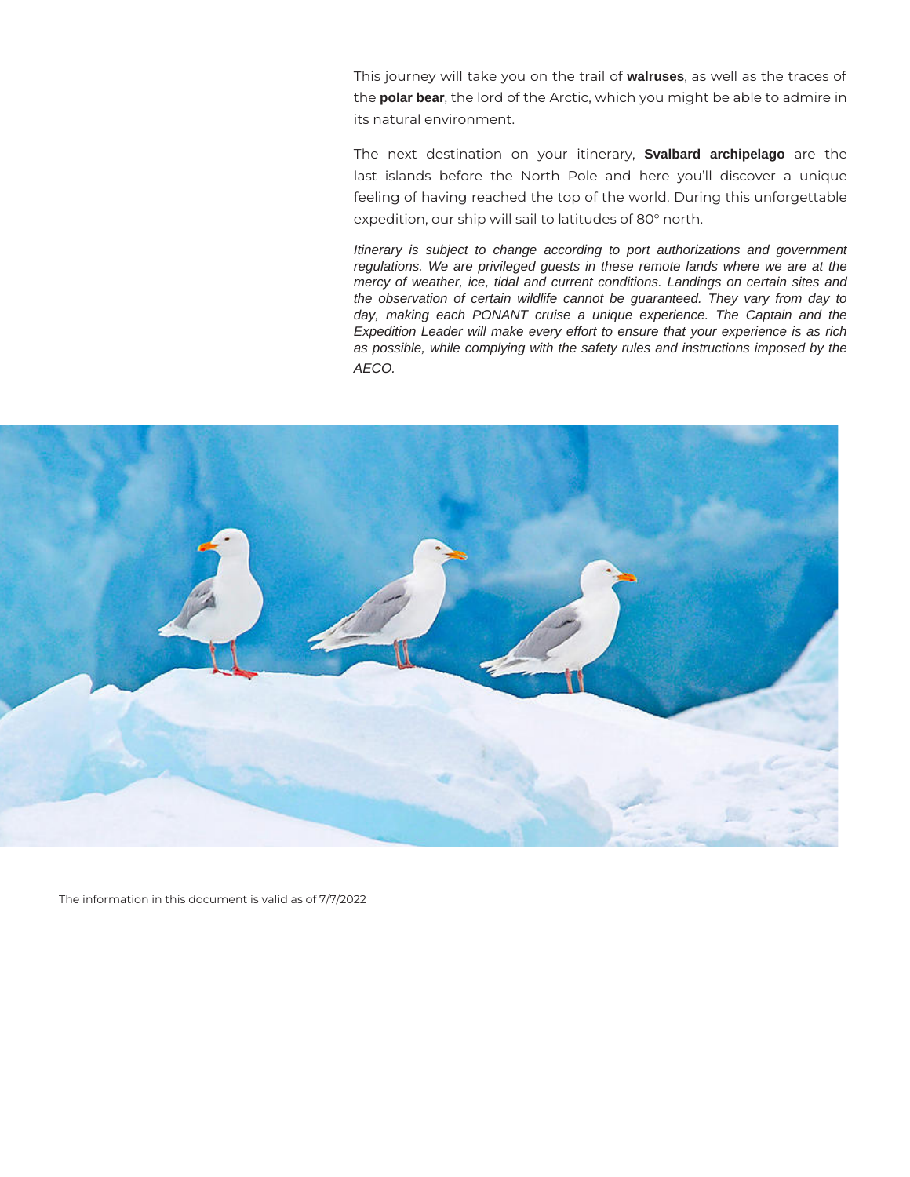This journey will take you on the trail of **walruses**, as well as the traces of the **polar bear**, the lord of the Arctic, which you might be able to admire in its natural environment.

The next destination on your itinerary, **Svalbard archipelago** are the last islands before the North Pole and here you'll discover a unique feeling of having reached the top of the world. During this unforgettable expedition, our ship will sail to latitudes of 80° north.

*Itinerary is subject to change according to port authorizations and government regulations. We are privileged guests in these remote lands where we are at the mercy of weather, ice, tidal and current conditions. Landings on certain sites and the observation of certain wildlife cannot be guaranteed. They vary from day to day, making each PONANT cruise a unique experience. The Captain and the Expedition Leader will make every effort to ensure that your experience is as rich as possible, while complying with the safety rules and instructions imposed by the AECO.*

The information in this document is valid as of 7/7/2022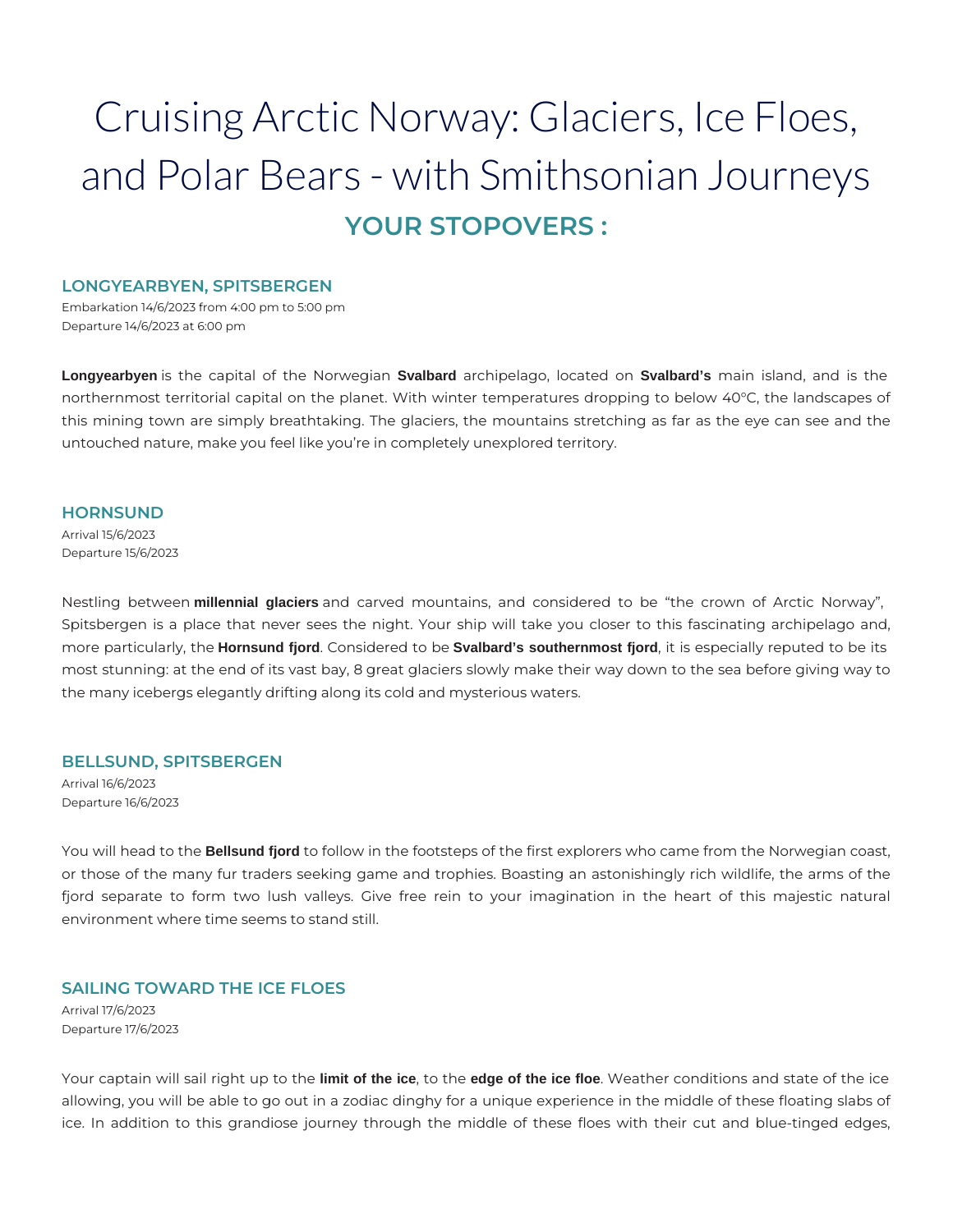# Cruising Arctic Norway: Glaciers, Ice Floes, and Polar Bears - with Smithsonian Journeys

## YOUR STOPOVERS :

### LONGYEARBYEN, SPITSBERGEN

Embarkation 14/6/2023 from 4:00 pm to 5:00 pm
Departure 14/6/2023 at 6:00 pm

**Longyearbyen** is the capital of the Norwegian **Svalbard** archipelago, located on **Svalbard's** main island, and is the northernmost territorial capital on the planet. With winter temperatures dropping to below 40°C, the landscapes of this mining town are simply breathtaking. The glaciers, the mountains stretching as far as the eye can see and the untouched nature, make you feel like you're in completely unexplored territory.

### HORNSUND

Arrival 15/6/2023
Departure 15/6/2023

Nestling between **millennial glaciers** and carved mountains, and considered to be "the crown of Arctic Norway", Spitsbergen is a place that never sees the night. Your ship will take you closer to this fascinating archipelago and, more particularly, the **Hornsund fjord**. Considered to be **Svalbard's southernmost fjord**, it is especially reputed to be its most stunning: at the end of its vast bay, 8 great glaciers slowly make their way down to the sea before giving way to the many icebergs elegantly drifting along its cold and mysterious waters.

### BELLSUND, SPITSBERGEN

Arrival 16/6/2023
Departure 16/6/2023

You will head to the **Bellsund fjord** to follow in the footsteps of the first explorers who came from the Norwegian coast, or those of the many fur traders seeking game and trophies. Boasting an astonishingly rich wildlife, the arms of the fjord separate to form two lush valleys. Give free rein to your imagination in the heart of this majestic natural environment where time seems to stand still.

### SAILING TOWARD THE ICE FLOES

Arrival 17/6/2023
Departure 17/6/2023

Your captain will sail right up to the **limit of the ice**, to the **edge of the ice floe**. Weather conditions and state of the ice allowing, you will be able to go out in a zodiac dinghy for a unique experience in the middle of these floating slabs of ice. In addition to this grandiose journey through the middle of these floes with their cut and blue-tinged edges,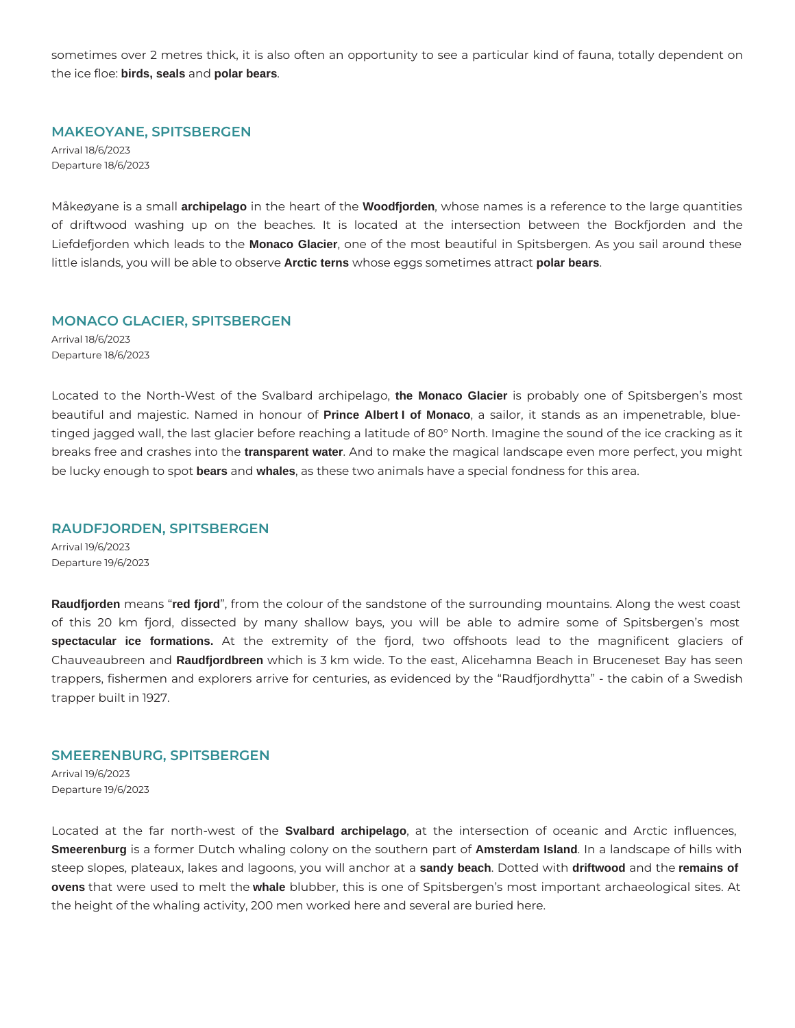sometimes over 2 metres thick, it is also often an opportunity to see a particular kind of fauna, totally dependent on the ice floe: **birds, seals** and **polar bears**.

## MAKEOYANE, SPITSBERGEN

Arrival 18/6/2023
Departure 18/6/2023

Måkeøyane is a small **archipelago** in the heart of the **Woodfjorden**, whose names is a reference to the large quantities of driftwood washing up on the beaches. It is located at the intersection between the Bockfjorden and the Liefdefjorden which leads to the **Monaco Glacier**, one of the most beautiful in Spitsbergen. As you sail around these little islands, you will be able to observe **Arctic terns** whose eggs sometimes attract **polar bears**.

## MONACO GLACIER, SPITSBERGEN

Arrival 18/6/2023
Departure 18/6/2023

Located to the North-West of the Svalbard archipelago, **the Monaco Glacier** is probably one of Spitsbergen's most beautiful and majestic. Named in honour of **Prince Albert I of Monaco**, a sailor, it stands as an impenetrable, blue-tinged jagged wall, the last glacier before reaching a latitude of 80° North. Imagine the sound of the ice cracking as it breaks free and crashes into the **transparent water**. And to make the magical landscape even more perfect, you might be lucky enough to spot **bears** and **whales**, as these two animals have a special fondness for this area.

## RAUDFJORDEN, SPITSBERGEN

Arrival 19/6/2023
Departure 19/6/2023

**Raudfjorden** means "**red fjord**", from the colour of the sandstone of the surrounding mountains. Along the west coast of this 20 km fjord, dissected by many shallow bays, you will be able to admire some of Spitsbergen's most **spectacular ice formations.** At the extremity of the fjord, two offshoots lead to the magnificent glaciers of Chauveaubreen and **Raudfjordbreen** which is 3 km wide. To the east, Alicehamna Beach in Bruceneset Bay has seen trappers, fishermen and explorers arrive for centuries, as evidenced by the "Raudfjordhytta" - the cabin of a Swedish trapper built in 1927.

## SMEERENBURG, SPITSBERGEN

Arrival 19/6/2023
Departure 19/6/2023

Located at the far north-west of the **Svalbard archipelago**, at the intersection of oceanic and Arctic influences, **Smeerenburg** is a former Dutch whaling colony on the southern part of **Amsterdam Island**. In a landscape of hills with steep slopes, plateaux, lakes and lagoons, you will anchor at a **sandy beach**. Dotted with **driftwood** and the **remains of ovens** that were used to melt the **whale** blubber, this is one of Spitsbergen's most important archaeological sites. At the height of the whaling activity, 200 men worked here and several are buried here.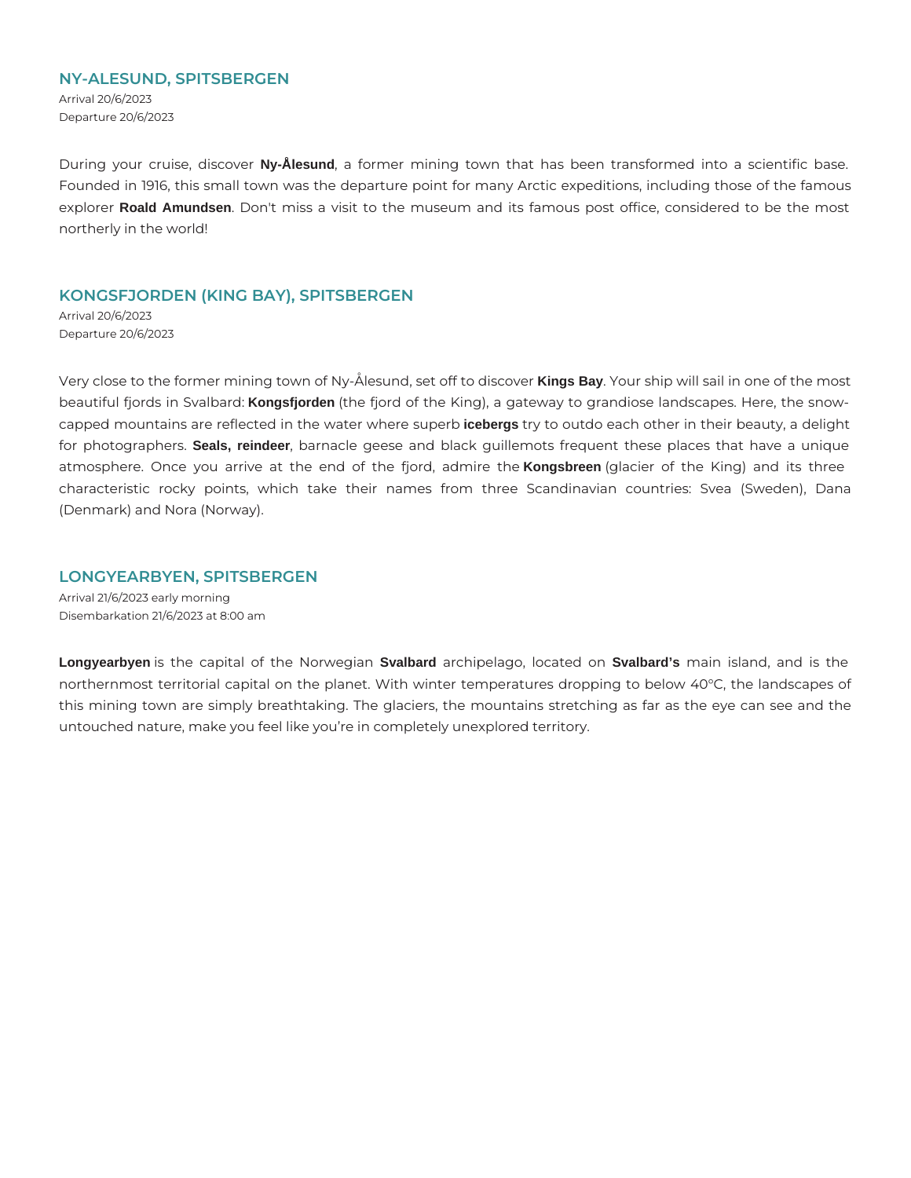## NY-ALESUND, SPITSBERGEN

Arrival 20/6/2023
Departure 20/6/2023

During your cruise, discover **Ny-Ålesund**, a former mining town that has been transformed into a scientific base. Founded in 1916, this small town was the departure point for many Arctic expeditions, including those of the famous explorer **Roald Amundsen**. Don't miss a visit to the museum and its famous post office, considered to be the most northerly in the world!

## KONGSFJORDEN (KING BAY), SPITSBERGEN

Arrival 20/6/2023
Departure 20/6/2023

Very close to the former mining town of Ny-Ålesund, set off to discover **Kings Bay**. Your ship will sail in one of the most beautiful fjords in Svalbard: **Kongsfjorden** (the fjord of the King), a gateway to grandiose landscapes. Here, the snow-capped mountains are reflected in the water where superb **icebergs** try to outdo each other in their beauty, a delight for photographers. **Seals, reindeer**, barnacle geese and black guillemots frequent these places that have a unique atmosphere. Once you arrive at the end of the fjord, admire the **Kongsbreen** (glacier of the King) and its three characteristic rocky points, which take their names from three Scandinavian countries: Svea (Sweden), Dana (Denmark) and Nora (Norway).

## LONGYEARBYEN, SPITSBERGEN

Arrival 21/6/2023 early morning
Disembarkation 21/6/2023 at 8:00 am

**Longyearbyen** is the capital of the Norwegian **Svalbard** archipelago, located on **Svalbard's** main island, and is the northernmost territorial capital on the planet. With winter temperatures dropping to below 40°C, the landscapes of this mining town are simply breathtaking. The glaciers, the mountains stretching as far as the eye can see and the untouched nature, make you feel like you're in completely unexplored territory.